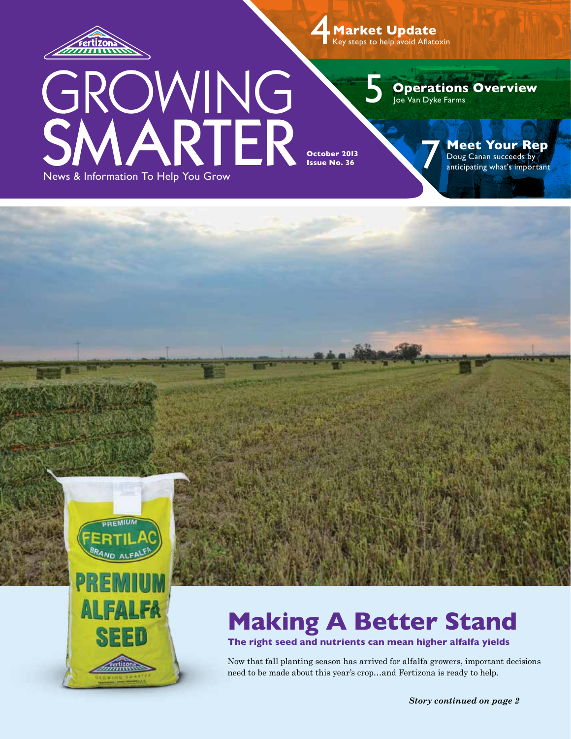Fertizona

# GROWING SMARTER

News & Information To Help You Grow

**October 2013**
**Issue No. 36**

**4 Market Update**
Key steps to help avoid Aflatoxin

**5 Operations Overview**
Joe Van Dyke Farms

**7 Meet Your Rep**
Doug Canan succeeds by anticipating what's important

## Making A Better Stand

**The right seed and nutrients can mean higher alfalfa yields**

Now that fall planting season has arrived for alfalfa growers, important decisions need to be made about this year's crop…and Fertizona is ready to help.

***Story continued on page 2***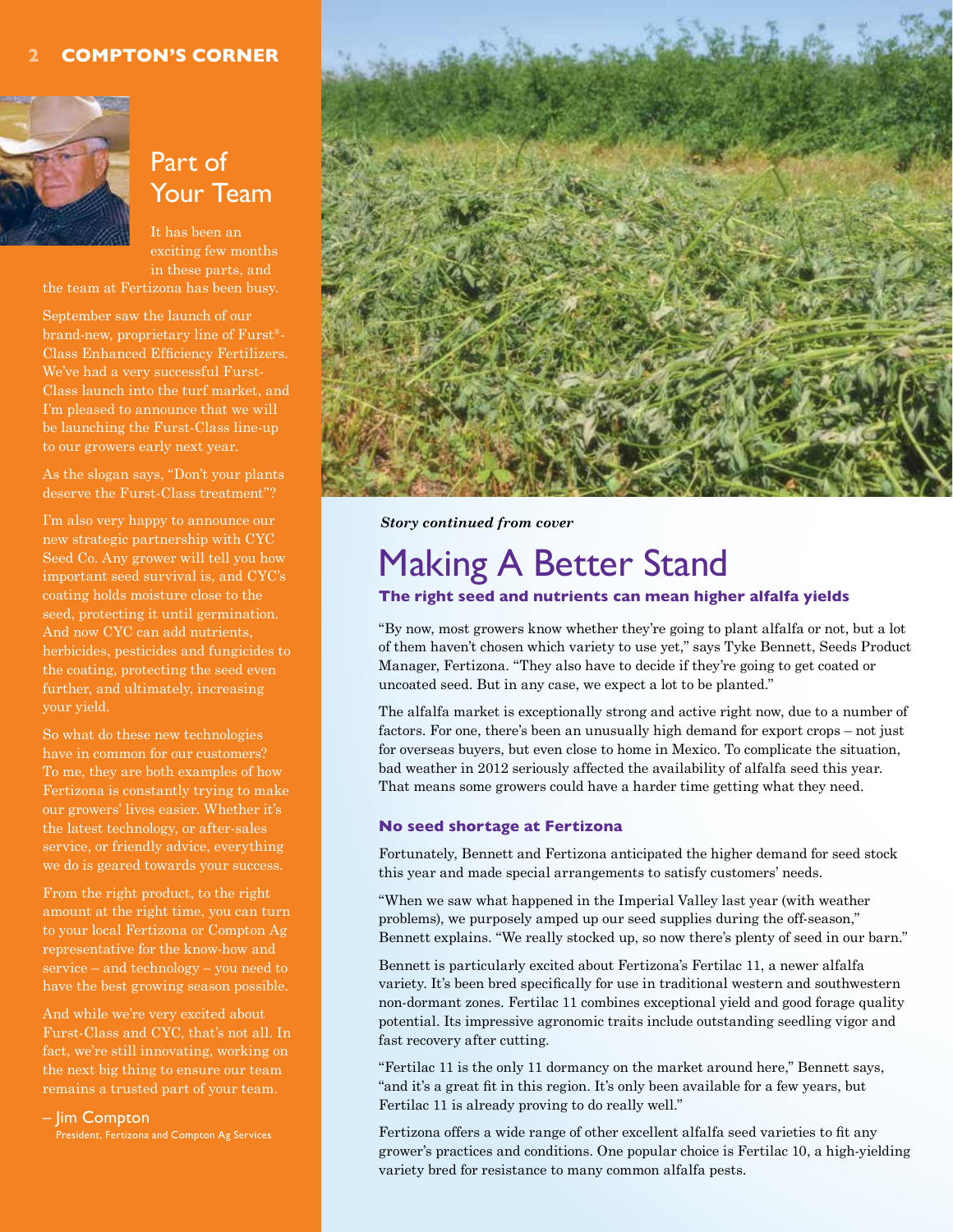## Part of Your Team

It has been an exciting few months in these parts, and the team at Fertizona has been busy.

September saw the launch of our brand-new, proprietary line of Furst®-Class Enhanced Efficiency Fertilizers. We've had a very successful Furst-Class launch into the turf market, and I'm pleased to announce that we will be launching the Furst-Class line-up to our growers early next year.

As the slogan says, "Don't your plants deserve the Furst-Class treatment"?

I'm also very happy to announce our new strategic partnership with CYC Seed Co. Any grower will tell you how important seed survival is, and CYC's coating holds moisture close to the seed, protecting it until germination. And now CYC can add nutrients, herbicides, pesticides and fungicides to the coating, protecting the seed even further, and ultimately, increasing your yield.

So what do these new technologies have in common for our customers? To me, they are both examples of how Fertizona is constantly trying to make our growers' lives easier. Whether it's the latest technology, or after-sales service, or friendly advice, everything we do is geared towards your success.

From the right product, to the right amount at the right time, you can turn to your local Fertizona or Compton Ag representative for the know-how and service – and technology – you need to have the best growing season possible.

And while we're very excited about Furst-Class and CYC, that's not all. In fact, we're still innovating, working on the next big thing to ensure our team remains a trusted part of your team.

– Jim Compton
President, Fertizona and Compton Ag Services

***Story continued from cover***

# Making A Better Stand

**The right seed and nutrients can mean higher alfalfa yields**

"By now, most growers know whether they're going to plant alfalfa or not, but a lot of them haven't chosen which variety to use yet," says Tyke Bennett, Seeds Product Manager, Fertizona. "They also have to decide if they're going to get coated or uncoated seed. But in any case, we expect a lot to be planted."

The alfalfa market is exceptionally strong and active right now, due to a number of factors. For one, there's been an unusually high demand for export crops – not just for overseas buyers, but even close to home in Mexico. To complicate the situation, bad weather in 2012 seriously affected the availability of alfalfa seed this year. That means some growers could have a harder time getting what they need.

### No seed shortage at Fertizona

Fortunately, Bennett and Fertizona anticipated the higher demand for seed stock this year and made special arrangements to satisfy customers' needs.

"When we saw what happened in the Imperial Valley last year (with weather problems), we purposely amped up our seed supplies during the off-season," Bennett explains. "We really stocked up, so now there's plenty of seed in our barn."

Bennett is particularly excited about Fertizona's Fertilac 11, a newer alfalfa variety. It's been bred specifically for use in traditional western and southwestern non-dormant zones. Fertilac 11 combines exceptional yield and good forage quality potential. Its impressive agronomic traits include outstanding seedling vigor and fast recovery after cutting.

"Fertilac 11 is the only 11 dormancy on the market around here," Bennett says, "and it's a great fit in this region. It's only been available for a few years, but Fertilac 11 is already proving to do really well."

Fertizona offers a wide range of other excellent alfalfa seed varieties to fit any grower's practices and conditions. One popular choice is Fertilac 10, a high-yielding variety bred for resistance to many common alfalfa pests.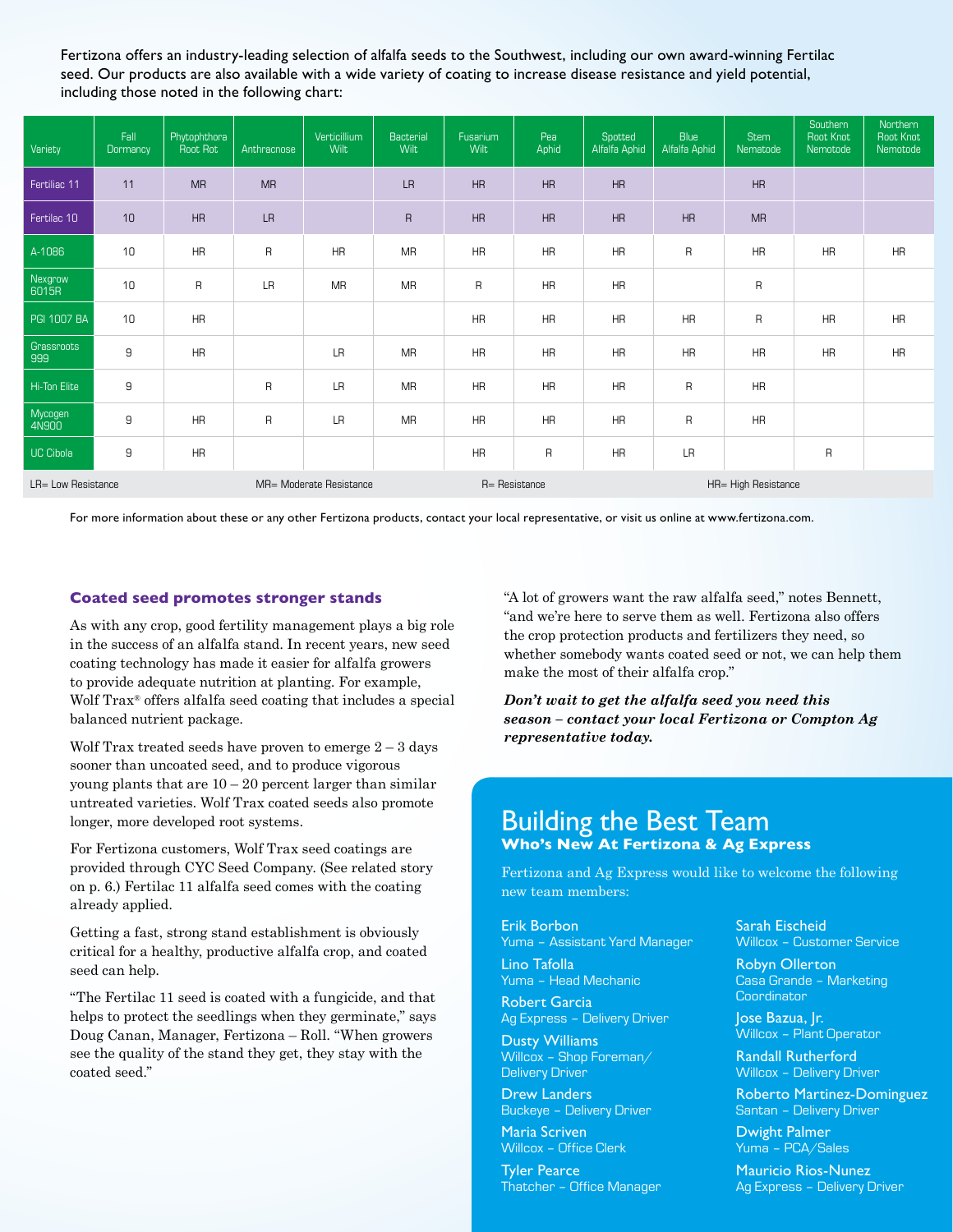Fertizona offers an industry-leading selection of alfalfa seeds to the Southwest, including our own award-winning Fertilac seed. Our products are also available with a wide variety of coating to increase disease resistance and yield potential, including those noted in the following chart:

| Variety | Fall Dormancy | Phytophthora Root Rot | Anthracnose | Verticillium Wilt | Bacterial Wilt | Fusarium Wilt | Pea Aphid | Spotted Alfalfa Aphid | Blue Alfalfa Aphid | Stem Nematode | Southern Root Knot Nemotode | Northern Root Knot Nemotode |
|---|---|---|---|---|---|---|---|---|---|---|---|---|
| Fertilac 11 | 11 | MR | MR | | LR | HR | HR | HR | | HR | | |
| Fertilac 10 | 10 | HR | LR | | R | HR | HR | HR | HR | MR | | |
| A-1086 | 10 | HR | R | HR | MR | HR | HR | HR | R | HR | HR | HR |
| Nexgrow 6015R | 10 | R | LR | MR | MR | R | HR | HR | | R | | |
| PGI 1007 BA | 10 | HR | | | | HR | HR | HR | HR | R | HR | HR |
| Grassroots 999 | 9 | HR | | LR | MR | HR | HR | HR | HR | HR | HR | HR |
| Hi-Ton Elite | 9 | | R | LR | MR | HR | HR | HR | R | HR | | |
| Mycogen 4N900 | 9 | HR | R | LR | MR | HR | HR | HR | R | HR | | |
| UC Cibola | 9 | HR | | | | HR | R | HR | LR | | R | |

LR= Low Resistance MR= Moderate Resistance R= Resistance HR= High Resistance

For more information about these or any other Fertizona products, contact your local representative, or visit us online at www.fertizona.com.

### Coated seed promotes stronger stands

As with any crop, good fertility management plays a big role in the success of an alfalfa stand. In recent years, new seed coating technology has made it easier for alfalfa growers to provide adequate nutrition at planting. For example, Wolf Trax® offers alfalfa seed coating that includes a special balanced nutrient package.

Wolf Trax treated seeds have proven to emerge 2 – 3 days sooner than uncoated seed, and to produce vigorous young plants that are 10 – 20 percent larger than similar untreated varieties. Wolf Trax coated seeds also promote longer, more developed root systems.

For Fertizona customers, Wolf Trax seed coatings are provided through CYC Seed Company. (See related story on p. 6.) Fertilac 11 alfalfa seed comes with the coating already applied.

Getting a fast, strong stand establishment is obviously critical for a healthy, productive alfalfa crop, and coated seed can help.

"The Fertilac 11 seed is coated with a fungicide, and that helps to protect the seedlings when they germinate," says Doug Canan, Manager, Fertizona – Roll. "When growers see the quality of the stand they get, they stay with the coated seed."

"A lot of growers want the raw alfalfa seed," notes Bennett, "and we're here to serve them as well. Fertizona also offers the crop protection products and fertilizers they need, so whether somebody wants coated seed or not, we can help them make the most of their alfalfa crop."

***Don't wait to get the alfalfa seed you need this season – contact your local Fertizona or Compton Ag representative today.***

## Building the Best Team

### Who's New At Fertizona & Ag Express

Fertizona and Ag Express would like to welcome the following new team members:

Erik Borbon
Yuma – Assistant Yard Manager

Lino Tafolla
Yuma – Head Mechanic

Robert Garcia
Ag Express – Delivery Driver

Dusty Williams
Willcox – Shop Foreman/ Delivery Driver

Drew Landers
Buckeye – Delivery Driver

Maria Scriven
Willcox – Office Clerk

Tyler Pearce
Thatcher – Office Manager

Sarah Eischeid
Willcox – Customer Service

Robyn Ollerton
Casa Grande – Marketing Coordinator

Jose Bazua, Jr.
Willcox – Plant Operator

Randall Rutherford
Willcox – Delivery Driver

Roberto Martinez-Dominguez
Santan – Delivery Driver

Dwight Palmer
Yuma – PCA/Sales

Mauricio Rios-Nunez
Ag Express – Delivery Driver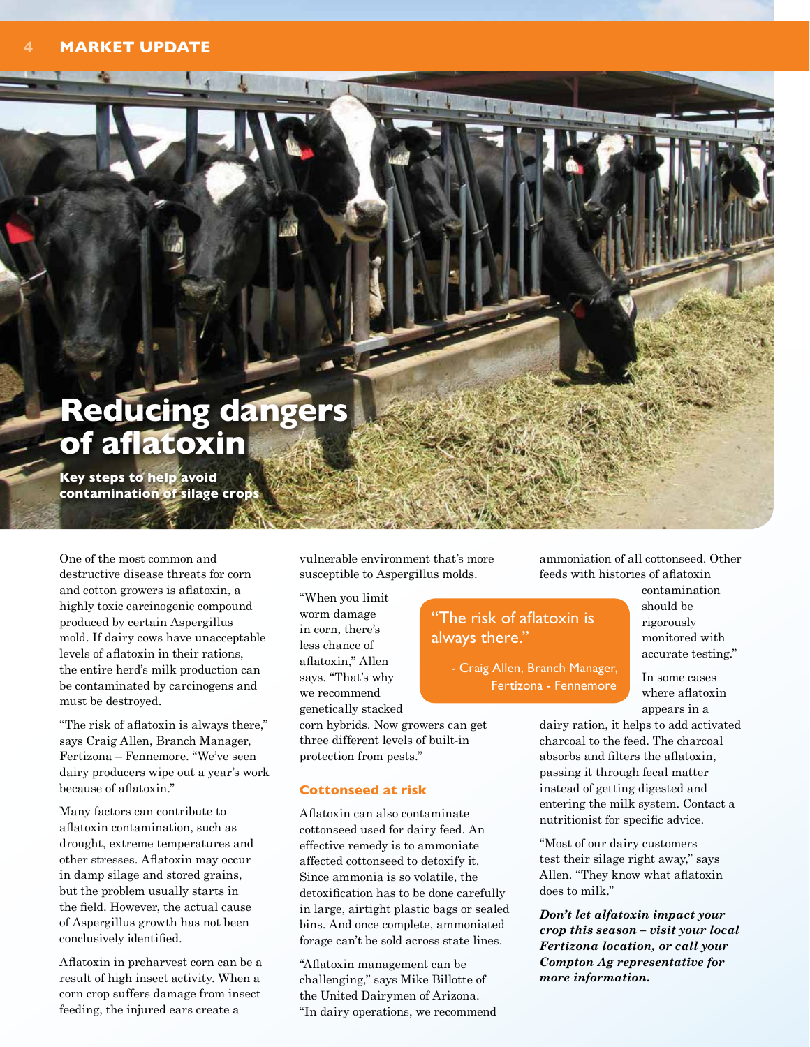# Reducing dangers of aflatoxin

**Key steps to help avoid contamination of silage crops**

One of the most common and destructive disease threats for corn and cotton growers is aflatoxin, a highly toxic carcinogenic compound produced by certain Aspergillus mold. If dairy cows have unacceptable levels of aflatoxin in their rations, the entire herd's milk production can be contaminated by carcinogens and must be destroyed.

"The risk of aflatoxin is always there," says Craig Allen, Branch Manager, Fertizona – Fennemore. "We've seen dairy producers wipe out a year's work because of aflatoxin."

Many factors can contribute to aflatoxin contamination, such as drought, extreme temperatures and other stresses. Aflatoxin may occur in damp silage and stored grains, but the problem usually starts in the field. However, the actual cause of Aspergillus growth has not been conclusively identified.

Aflatoxin in preharvest corn can be a result of high insect activity. When a corn crop suffers damage from insect feeding, the injured ears create a vulnerable environment that's more susceptible to Aspergillus molds.

"When you limit worm damage in corn, there's less chance of aflatoxin," Allen says. "That's why we recommend genetically stacked corn hybrids. Now growers can get three different levels of built-in protection from pests."

> "The risk of aflatoxin is always there."
>
> - Craig Allen, Branch Manager, Fertizona - Fennemore

## Cottonseed at risk

Aflatoxin can also contaminate cottonseed used for dairy feed. An effective remedy is to ammoniate affected cottonseed to detoxify it. Since ammonia is so volatile, the detoxification has to be done carefully in large, airtight plastic bags or sealed bins. And once complete, ammoniated forage can't be sold across state lines.

"Aflatoxin management can be challenging," says Mike Billotte of the United Dairymen of Arizona. "In dairy operations, we recommend ammoniation of all cottonseed. Other feeds with histories of aflatoxin contamination should be rigorously monitored with accurate testing."

In some cases where aflatoxin appears in a dairy ration, it helps to add activated charcoal to the feed. The charcoal absorbs and filters the aflatoxin, passing it through fecal matter instead of getting digested and entering the milk system. Contact a nutritionist for specific advice.

"Most of our dairy customers test their silage right away," says Allen. "They know what aflatoxin does to milk."

***Don't let alfatoxin impact your crop this season – visit your local Fertizona location, or call your Compton Ag representative for more information.***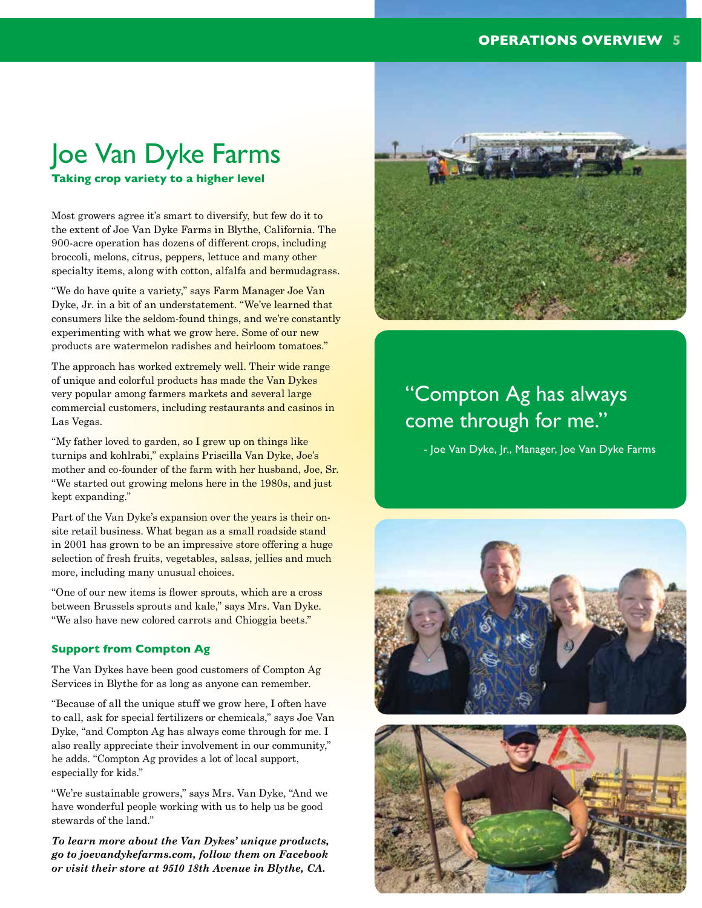# Joe Van Dyke Farms

**Taking crop variety to a higher level**

Most growers agree it's smart to diversify, but few do it to the extent of Joe Van Dyke Farms in Blythe, California. The 900-acre operation has dozens of different crops, including broccoli, melons, citrus, peppers, lettuce and many other specialty items, along with cotton, alfalfa and bermudagrass.

"We do have quite a variety," says Farm Manager Joe Van Dyke, Jr. in a bit of an understatement. "We've learned that consumers like the seldom-found things, and we're constantly experimenting with what we grow here. Some of our new products are watermelon radishes and heirloom tomatoes."

The approach has worked extremely well. Their wide range of unique and colorful products has made the Van Dykes very popular among farmers markets and several large commercial customers, including restaurants and casinos in Las Vegas.

"My father loved to garden, so I grew up on things like turnips and kohlrabi," explains Priscilla Van Dyke, Joe's mother and co-founder of the farm with her husband, Joe, Sr. "We started out growing melons here in the 1980s, and just kept expanding."

Part of the Van Dyke's expansion over the years is their on-site retail business. What began as a small roadside stand in 2001 has grown to be an impressive store offering a huge selection of fresh fruits, vegetables, salsas, jellies and much more, including many unusual choices.

"One of our new items is flower sprouts, which are a cross between Brussels sprouts and kale," says Mrs. Van Dyke. "We also have new colored carrots and Chioggia beets."

## Support from Compton Ag

The Van Dykes have been good customers of Compton Ag Services in Blythe for as long as anyone can remember.

"Because of all the unique stuff we grow here, I often have to call, ask for special fertilizers or chemicals," says Joe Van Dyke, "and Compton Ag has always come through for me. I also really appreciate their involvement in our community," he adds. "Compton Ag provides a lot of local support, especially for kids."

"We're sustainable growers," says Mrs. Van Dyke, "And we have wonderful people working with us to help us be good stewards of the land."

***To learn more about the Van Dykes' unique products, go to joevandykefarms.com, follow them on Facebook or visit their store at 9510 18th Avenue in Blythe, CA.***

> "Compton Ag has always come through for me."
>
> \- Joe Van Dyke, Jr., Manager, Joe Van Dyke Farms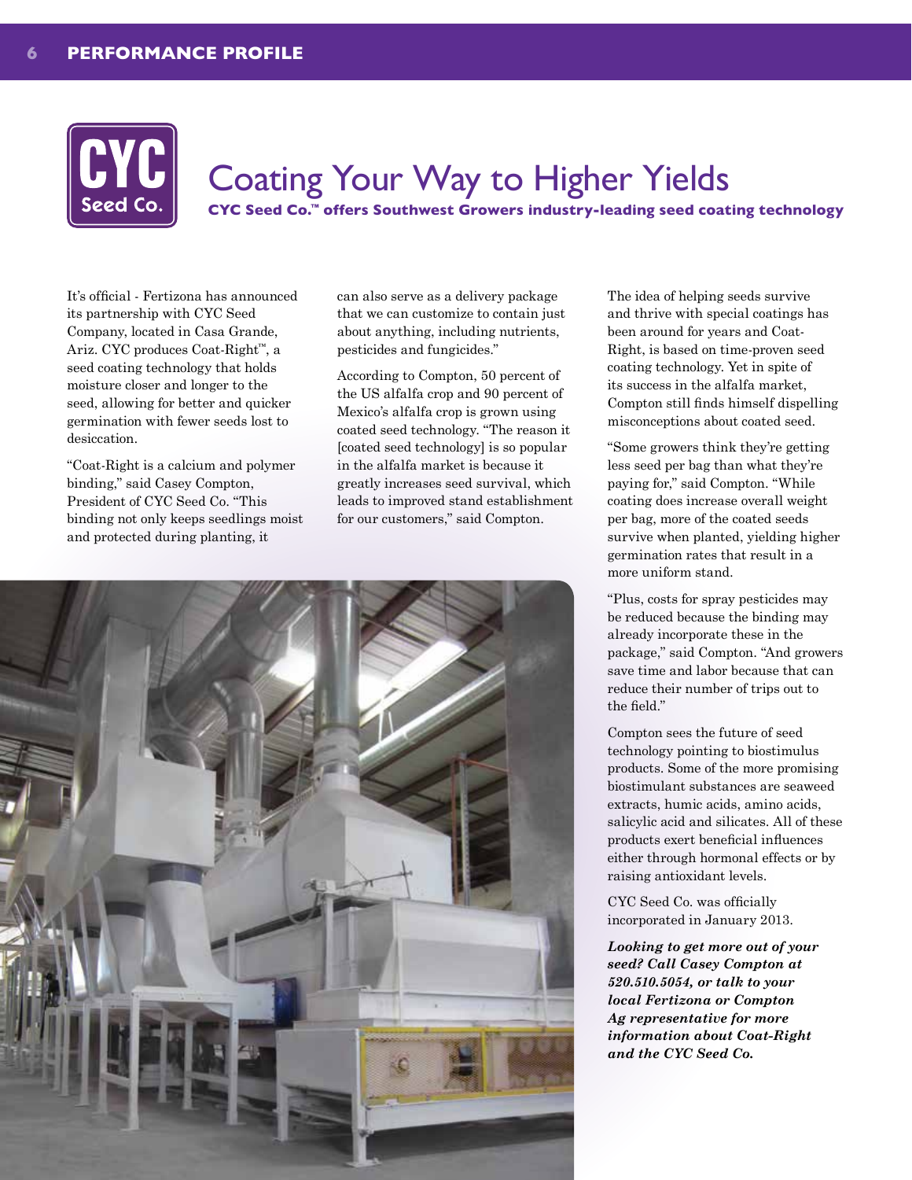# Coating Your Way to Higher Yields

**CYC Seed Co.™ offers Southwest Growers industry-leading seed coating technology**

It's official - Fertizona has announced its partnership with CYC Seed Company, located in Casa Grande, Ariz. CYC produces Coat-Right™, a seed coating technology that holds moisture closer and longer to the seed, allowing for better and quicker germination with fewer seeds lost to desiccation.

"Coat-Right is a calcium and polymer binding," said Casey Compton, President of CYC Seed Co. "This binding not only keeps seedlings moist and protected during planting, it can also serve as a delivery package that we can customize to contain just about anything, including nutrients, pesticides and fungicides."

According to Compton, 50 percent of the US alfalfa crop and 90 percent of Mexico's alfalfa crop is grown using coated seed technology. "The reason it [coated seed technology] is so popular in the alfalfa market is because it greatly increases seed survival, which leads to improved stand establishment for our customers," said Compton.

The idea of helping seeds survive and thrive with special coatings has been around for years and Coat-Right, is based on time-proven seed coating technology. Yet in spite of its success in the alfalfa market, Compton still finds himself dispelling misconceptions about coated seed.

"Some growers think they're getting less seed per bag than what they're paying for," said Compton. "While coating does increase overall weight per bag, more of the coated seeds survive when planted, yielding higher germination rates that result in a more uniform stand.

"Plus, costs for spray pesticides may be reduced because the binding may already incorporate these in the package," said Compton. "And growers save time and labor because that can reduce their number of trips out to the field."

Compton sees the future of seed technology pointing to biostimulus products. Some of the more promising biostimulant substances are seaweed extracts, humic acids, amino acids, salicylic acid and silicates. All of these products exert beneficial influences either through hormonal effects or by raising antioxidant levels.

CYC Seed Co. was officially incorporated in January 2013.

***Looking to get more out of your seed? Call Casey Compton at 520.510.5054, or talk to your local Fertizona or Compton Ag representative for more information about Coat-Right and the CYC Seed Co.***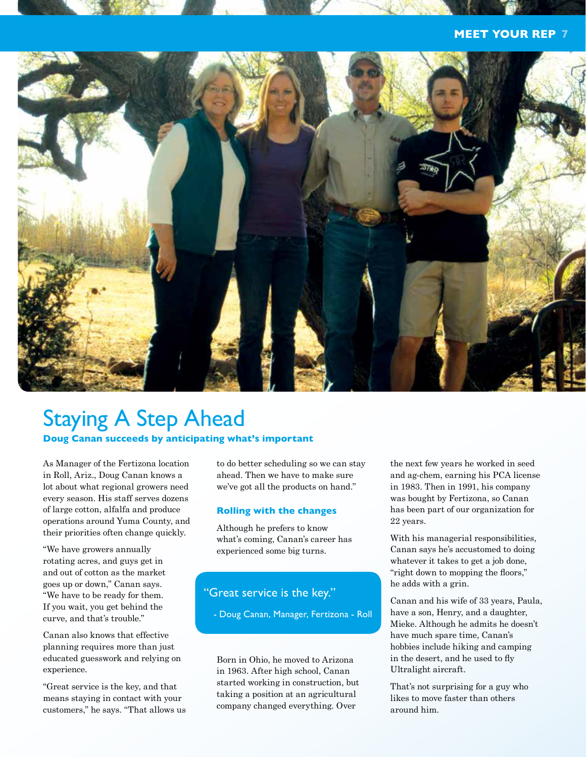# Staying A Step Ahead

**Doug Canan succeeds by anticipating what's important**

As Manager of the Fertizona location in Roll, Ariz., Doug Canan knows a lot about what regional growers need every season. His staff serves dozens of large cotton, alfalfa and produce operations around Yuma County, and their priorities often change quickly.

"We have growers annually rotating acres, and guys get in and out of cotton as the market goes up or down," Canan says. "We have to be ready for them. If you wait, you get behind the curve, and that's trouble."

Canan also knows that effective planning requires more than just educated guesswork and relying on experience.

"Great service is the key, and that means staying in contact with your customers," he says. "That allows us to do better scheduling so we can stay ahead. Then we have to make sure we've got all the products on hand."

### Rolling with the changes

Although he prefers to know what's coming, Canan's career has experienced some big turns.

> "Great service is the key."
>
> - Doug Canan, Manager, Fertizona - Roll

Born in Ohio, he moved to Arizona in 1963. After high school, Canan started working in construction, but taking a position at an agricultural company changed everything. Over the next few years he worked in seed and ag-chem, earning his PCA license in 1983. Then in 1991, his company was bought by Fertizona, so Canan has been part of our organization for 22 years.

With his managerial responsibilities, Canan says he's accustomed to doing whatever it takes to get a job done, "right down to mopping the floors," he adds with a grin.

Canan and his wife of 33 years, Paula, have a son, Henry, and a daughter, Mieke. Although he admits he doesn't have much spare time, Canan's hobbies include hiking and camping in the desert, and he used to fly Ultralight aircraft.

That's not surprising for a guy who likes to move faster than others around him.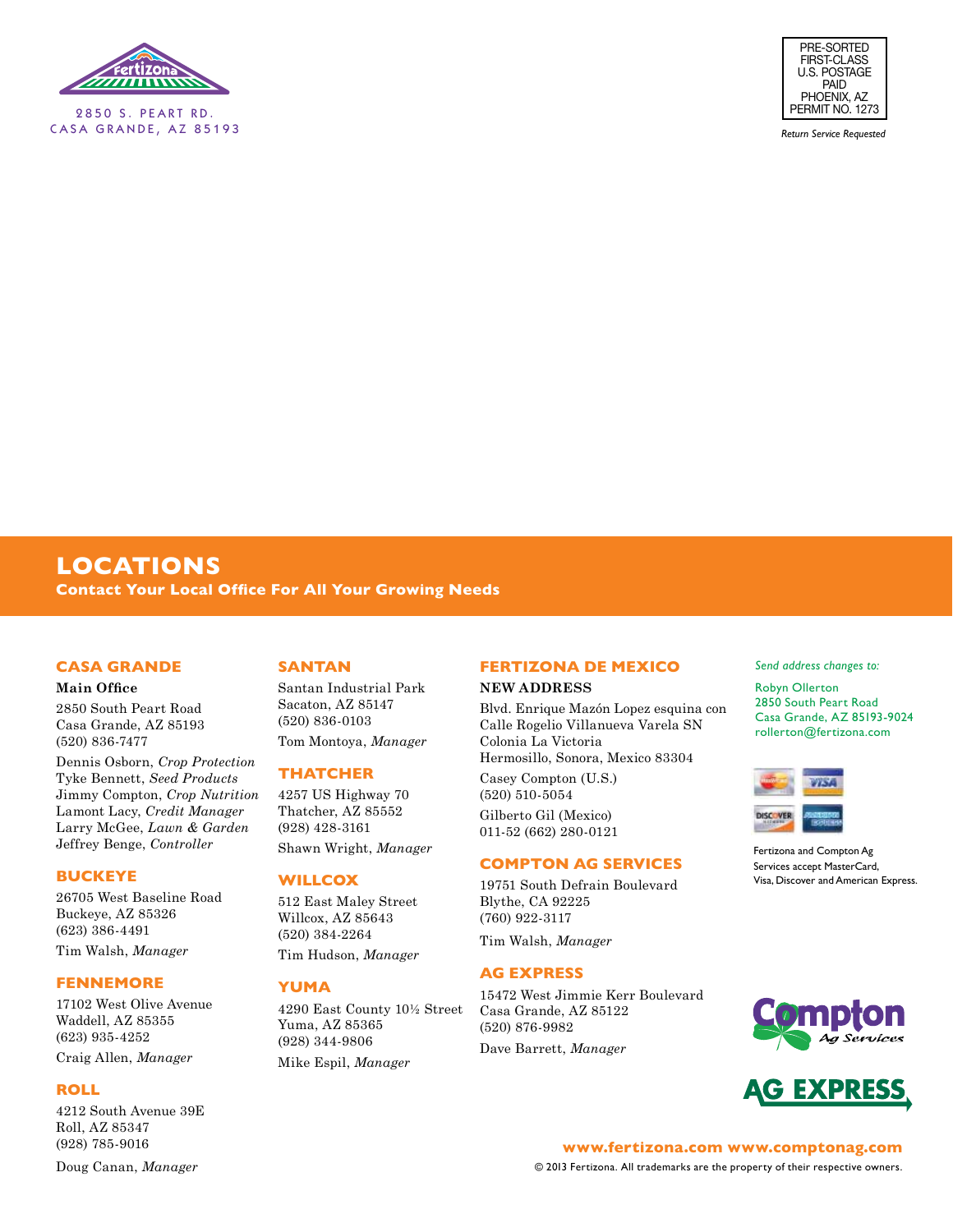Fertizona

2850 S. PEART RD.
CASA GRANDE, AZ 85193

PRE-SORTED
FIRST-CLASS
U.S. POSTAGE
PAID
PHOENIX, AZ
PERMIT NO. 1273

*Return Service Requested*

# LOCATIONS

**Contact Your Local Office For All Your Growing Needs**

### CASA GRANDE

**Main Office**

2850 South Peart Road
Casa Grande, AZ 85193
(520) 836-7477

Dennis Osborn, *Crop Protection*
Tyke Bennett, *Seed Products*
Jimmy Compton, *Crop Nutrition*
Lamont Lacy, *Credit Manager*
Larry McGee, *Lawn & Garden*
Jeffrey Benge, *Controller*

### BUCKEYE

26705 West Baseline Road
Buckeye, AZ 85326
(623) 386-4491

Tim Walsh, *Manager*

### FENNEMORE

17102 West Olive Avenue
Waddell, AZ 85355
(623) 935-4252

Craig Allen, *Manager*

### ROLL

4212 South Avenue 39E
Roll, AZ 85347
(928) 785-9016

Doug Canan, *Manager*

### SANTAN

Santan Industrial Park
Sacaton, AZ 85147
(520) 836-0103

Tom Montoya, *Manager*

### THATCHER

4257 US Highway 70
Thatcher, AZ 85552
(928) 428-3161

Shawn Wright, *Manager*

### WILLCOX

512 East Maley Street
Willcox, AZ 85643
(520) 384-2264

Tim Hudson, *Manager*

### YUMA

4290 East County 10½ Street
Yuma, AZ 85365
(928) 344-9806

Mike Espil, *Manager*

### FERTIZONA DE MEXICO

**NEW ADDRESS**

Blvd. Enrique Mazón Lopez esquina con
Calle Rogelio Villanueva Varela SN
Colonia La Victoria
Hermosillo, Sonora, Mexico 83304

Casey Compton (U.S.)
(520) 510-5054

Gilberto Gil (Mexico)
011-52 (662) 280-0121

### COMPTON AG SERVICES

19751 South Defrain Boulevard
Blythe, CA 92225
(760) 922-3117

Tim Walsh, *Manager*

### AG EXPRESS

15472 West Jimmie Kerr Boulevard
Casa Grande, AZ 85122
(520) 876-9982

Dave Barrett, *Manager*

*Send address changes to:*

Robyn Ollerton
2850 South Peart Road
Casa Grande, AZ 85193-9024
rollerton@fertizona.com

Fertizona and Compton Ag Services accept MasterCard, Visa, Discover and American Express.

Compton Ag Services

AG EXPRESS

**www.fertizona.com www.comptonag.com**

© 2013 Fertizona. All trademarks are the property of their respective owners.